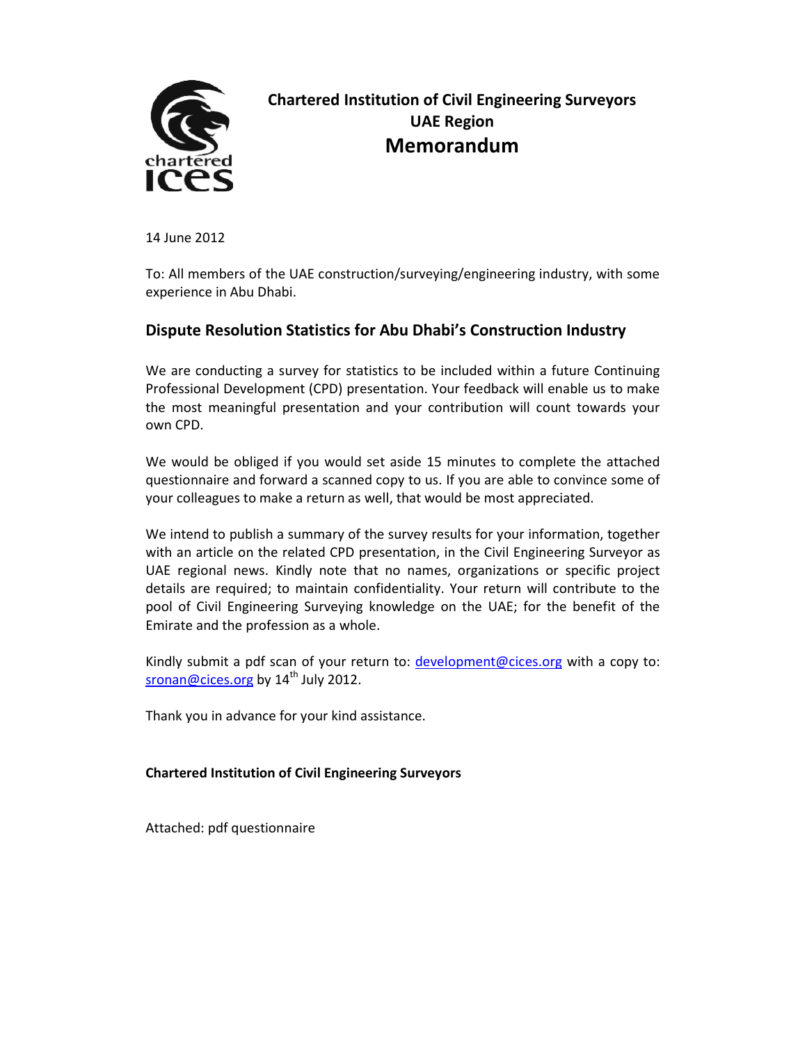# Chartered Institution of Civil Engineering Surveyors
## UAE Region
## Memorandum

14 June 2012

To: All members of the UAE construction/surveying/engineering industry, with some experience in Abu Dhabi.

### Dispute Resolution Statistics for Abu Dhabi's Construction Industry

We are conducting a survey for statistics to be included within a future Continuing Professional Development (CPD) presentation. Your feedback will enable us to make the most meaningful presentation and your contribution will count towards your own CPD.

We would be obliged if you would set aside 15 minutes to complete the attached questionnaire and forward a scanned copy to us. If you are able to convince some of your colleagues to make a return as well, that would be most appreciated.

We intend to publish a summary of the survey results for your information, together with an article on the related CPD presentation, in the Civil Engineering Surveyor as UAE regional news. Kindly note that no names, organizations or specific project details are required; to maintain confidentiality. Your return will contribute to the pool of Civil Engineering Surveying knowledge on the UAE; for the benefit of the Emirate and the profession as a whole.

Kindly submit a pdf scan of your return to: development@cices.org with a copy to: sronan@cices.org by 14th July 2012.

Thank you in advance for your kind assistance.

**Chartered Institution of Civil Engineering Surveyors**

Attached: pdf questionnaire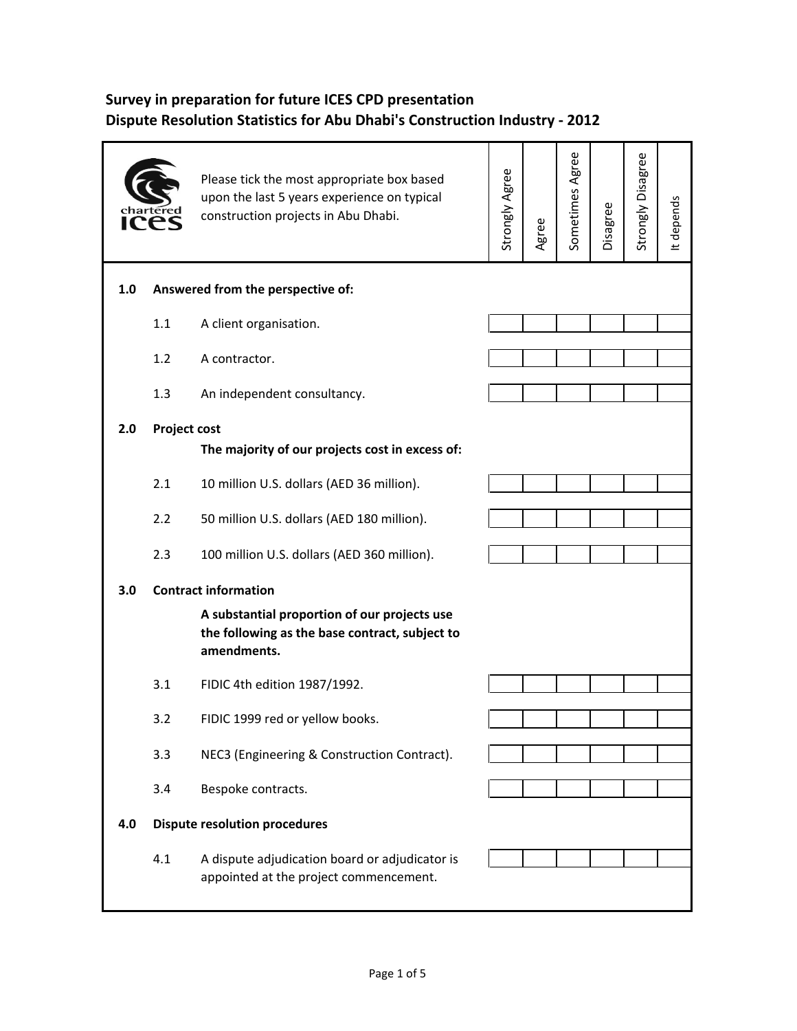**Survey in preparation for future ICES CPD presentation**
**Dispute Resolution Statistics for Abu Dhabi's Construction Industry - 2012**

| | | Please tick the most appropriate box based upon the last 5 years experience on typical construction projects in Abu Dhabi. | Strongly Agree | Agree | Sometimes Agree | Disagree | Strongly Disagree | It depends |
|---|---|---|---|---|---|---|---|---|
| **1.0** | **Answered from the perspective of:** | | | | | | | |
| | 1.1 | A client organisation. | | | | | | |
| | 1.2 | A contractor. | | | | | | |
| | 1.3 | An independent consultancy. | | | | | | |
| **2.0** | **Project cost** | **The majority of our projects cost in excess of:** | | | | | | |
| | 2.1 | 10 million U.S. dollars (AED 36 million). | | | | | | |
| | 2.2 | 50 million U.S. dollars (AED 180 million). | | | | | | |
| | 2.3 | 100 million U.S. dollars (AED 360 million). | | | | | | |
| **3.0** | **Contract information** | **A substantial proportion of our projects use the following as the base contract, subject to amendments.** | | | | | | |
| | 3.1 | FIDIC 4th edition 1987/1992. | | | | | | |
| | 3.2 | FIDIC 1999 red or yellow books. | | | | | | |
| | 3.3 | NEC3 (Engineering & Construction Contract). | | | | | | |
| | 3.4 | Bespoke contracts. | | | | | | |
| **4.0** | **Dispute resolution procedures** | | | | | | | |
| | 4.1 | A dispute adjudication board or adjudicator is appointed at the project commencement. | | | | | | |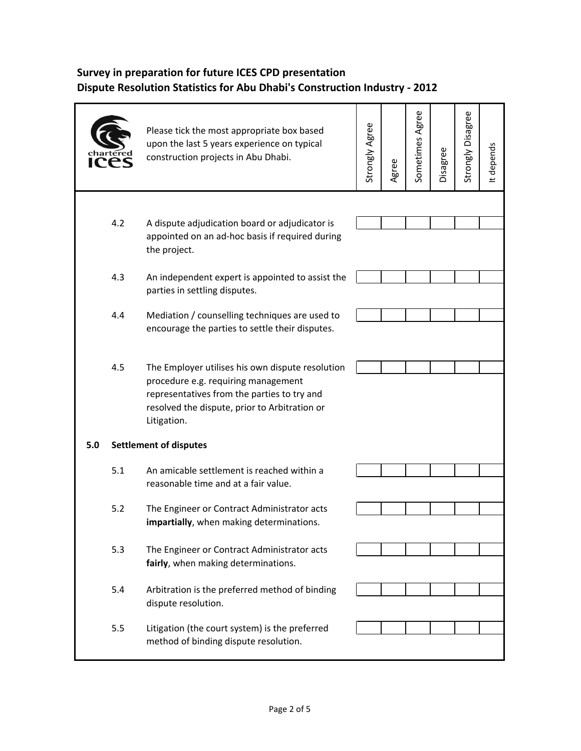# Survey in preparation for future ICES CPD presentation
# Dispute Resolution Statistics for Abu Dhabi's Construction Industry - 2012

| | Please tick the most appropriate box based upon the last 5 years experience on typical construction projects in Abu Dhabi. | Strongly Agree | Agree | Sometimes Agree | Disagree | Strongly Disagree | It depends |
|---|---|---|---|---|---|---|---|
| 4.2 | A dispute adjudication board or adjudicator is appointed on an ad-hoc basis if required during the project. | | | | | | |
| 4.3 | An independent expert is appointed to assist the parties in settling disputes. | | | | | | |
| 4.4 | Mediation / counselling techniques are used to encourage the parties to settle their disputes. | | | | | | |
| 4.5 | The Employer utilises his own dispute resolution procedure e.g. requiring management representatives from the parties to try and resolved the dispute, prior to Arbitration or Litigation. | | | | | | |
| **5.0** | **Settlement of disputes** | | | | | | |
| 5.1 | An amicable settlement is reached within a reasonable time and at a fair value. | | | | | | |
| 5.2 | The Engineer or Contract Administrator acts **impartially**, when making determinations. | | | | | | |
| 5.3 | The Engineer or Contract Administrator acts **fairly**, when making determinations. | | | | | | |
| 5.4 | Arbitration is the preferred method of binding dispute resolution. | | | | | | |
| 5.5 | Litigation (the court system) is the preferred method of binding dispute resolution. | | | | | | |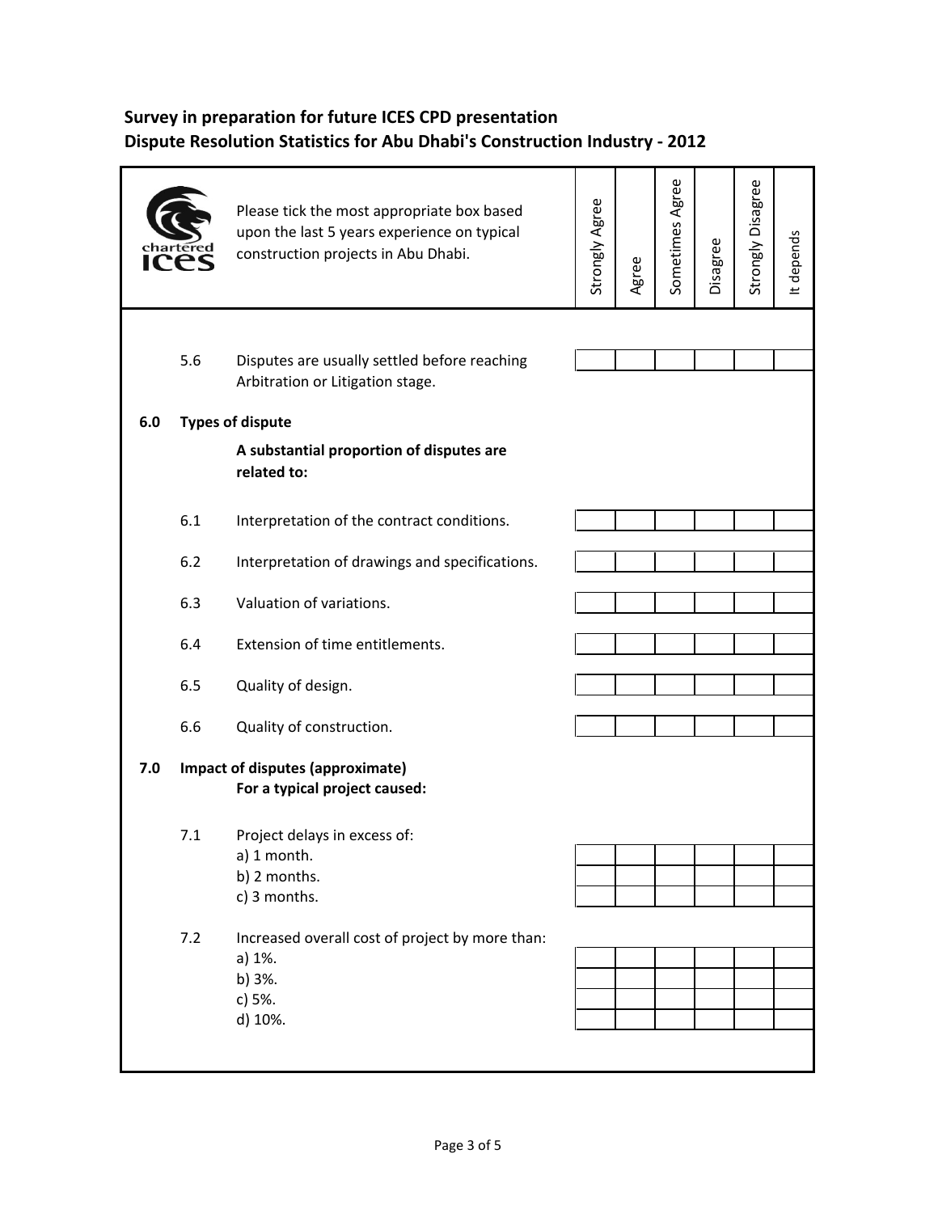**Survey in preparation for future ICES CPD presentation**
**Dispute Resolution Statistics for Abu Dhabi's Construction Industry - 2012**

| | | Please tick the most appropriate box based upon the last 5 years experience on typical construction projects in Abu Dhabi. | Strongly Agree | Agree | Sometimes Agree | Disagree | Strongly Disagree | It depends |
|---|---|---|---|---|---|---|---|---|
| | 5.6 | Disputes are usually settled before reaching Arbitration or Litigation stage. | | | | | | |
| **6.0** | **Types of dispute** | | | | | | | |
| | | **A substantial proportion of disputes are related to:** | | | | | | |
| | 6.1 | Interpretation of the contract conditions. | | | | | | |
| | 6.2 | Interpretation of drawings and specifications. | | | | | | |
| | 6.3 | Valuation of variations. | | | | | | |
| | 6.4 | Extension of time entitlements. | | | | | | |
| | 6.5 | Quality of design. | | | | | | |
| | 6.6 | Quality of construction. | | | | | | |
| **7.0** | **Impact of disputes (approximate)** | **For a typical project caused:** | | | | | | |
| | 7.1 | Project delays in excess of: | | | | | | |
| | | a) 1 month. | | | | | | |
| | | b) 2 months. | | | | | | |
| | | c) 3 months. | | | | | | |
| | 7.2 | Increased overall cost of project by more than: | | | | | | |
| | | a) 1%. | | | | | | |
| | | b) 3%. | | | | | | |
| | | c) 5%. | | | | | | |
| | | d) 10%. | | | | | | |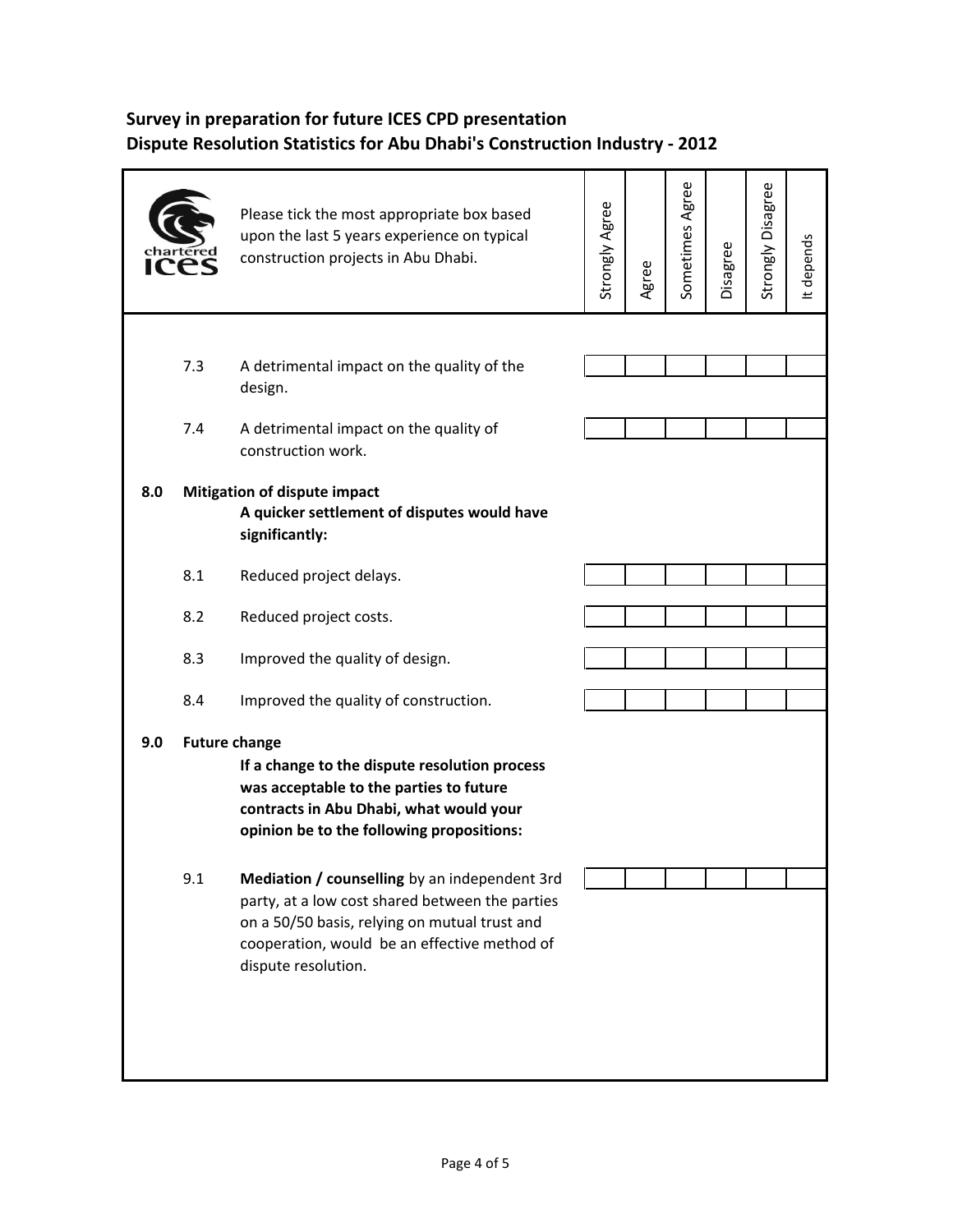# Survey in preparation for future ICES CPD presentation
# Dispute Resolution Statistics for Abu Dhabi's Construction Industry - 2012

| | | Please tick the most appropriate box based upon the last 5 years experience on typical construction projects in Abu Dhabi. | Strongly Agree | Agree | Sometimes Agree | Disagree | Strongly Disagree | It depends |
|---|---|---|---|---|---|---|---|---|
| | 7.3 | A detrimental impact on the quality of the design. | | | | | | |
| | 7.4 | A detrimental impact on the quality of construction work. | | | | | | |
| **8.0** | **Mitigation of dispute impact** | **A quicker settlement of disputes would have significantly:** | | | | | | |
| | 8.1 | Reduced project delays. | | | | | | |
| | 8.2 | Reduced project costs. | | | | | | |
| | 8.3 | Improved the quality of design. | | | | | | |
| | 8.4 | Improved the quality of construction. | | | | | | |
| **9.0** | **Future change** | **If a change to the dispute resolution process was acceptable to the parties to future contracts in Abu Dhabi, what would your opinion be to the following propositions:** | | | | | | |
| | 9.1 | **Mediation / counselling** by an independent 3rd party, at a low cost shared between the parties on a 50/50 basis, relying on mutual trust and cooperation, would be an effective method of dispute resolution. | | | | | | |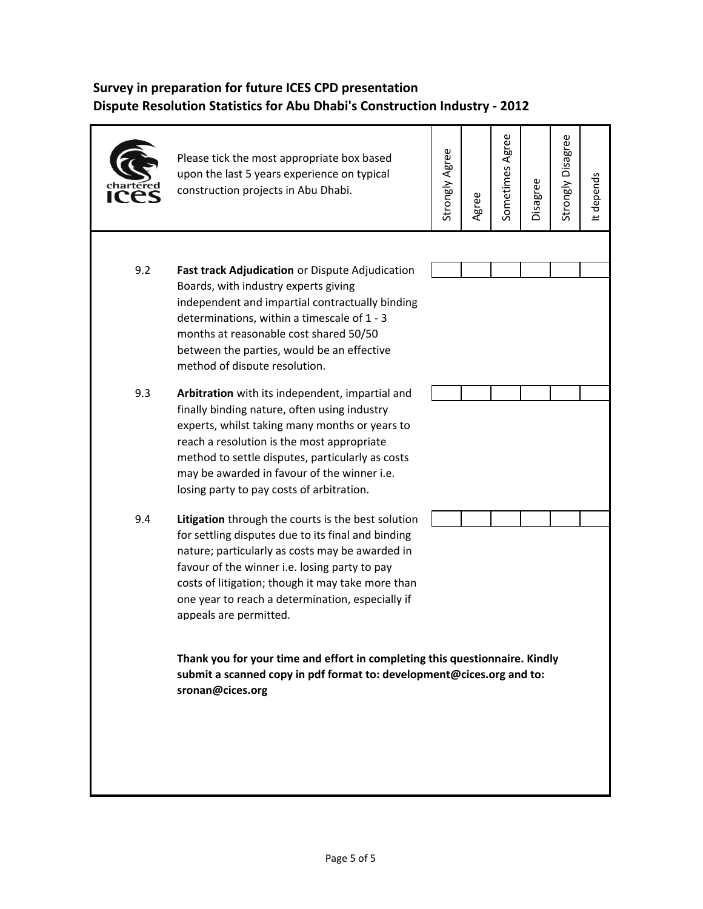**Survey in preparation for future ICES CPD presentation**
**Dispute Resolution Statistics for Abu Dhabi's Construction Industry - 2012**

| | Please tick the most appropriate box based upon the last 5 years experience on typical construction projects in Abu Dhabi. | Strongly Agree | Agree | Sometimes Agree | Disagree | Strongly Disagree | It depends |
|---|---|---|---|---|---|---|---|
| 9.2 | **Fast track Adjudication** or Dispute Adjudication Boards, with industry experts giving independent and impartial contractually binding determinations, within a timescale of 1 - 3 months at reasonable cost shared 50/50 between the parties, would be an effective method of dispute resolution. | | | | | | |
| 9.3 | **Arbitration** with its independent, impartial and finally binding nature, often using industry experts, whilst taking many months or years to reach a resolution is the most appropriate method to settle disputes, particularly as costs may be awarded in favour of the winner i.e. losing party to pay costs of arbitration. | | | | | | |
| 9.4 | **Litigation** through the courts is the best solution for settling disputes due to its final and binding nature; particularly as costs may be awarded in favour of the winner i.e. losing party to pay costs of litigation; though it may take more than one year to reach a determination, especially if appeals are permitted. | | | | | | |

**Thank you for your time and effort in completing this questionnaire. Kindly submit a scanned copy in pdf format to: development@cices.org and to: sronan@cices.org**